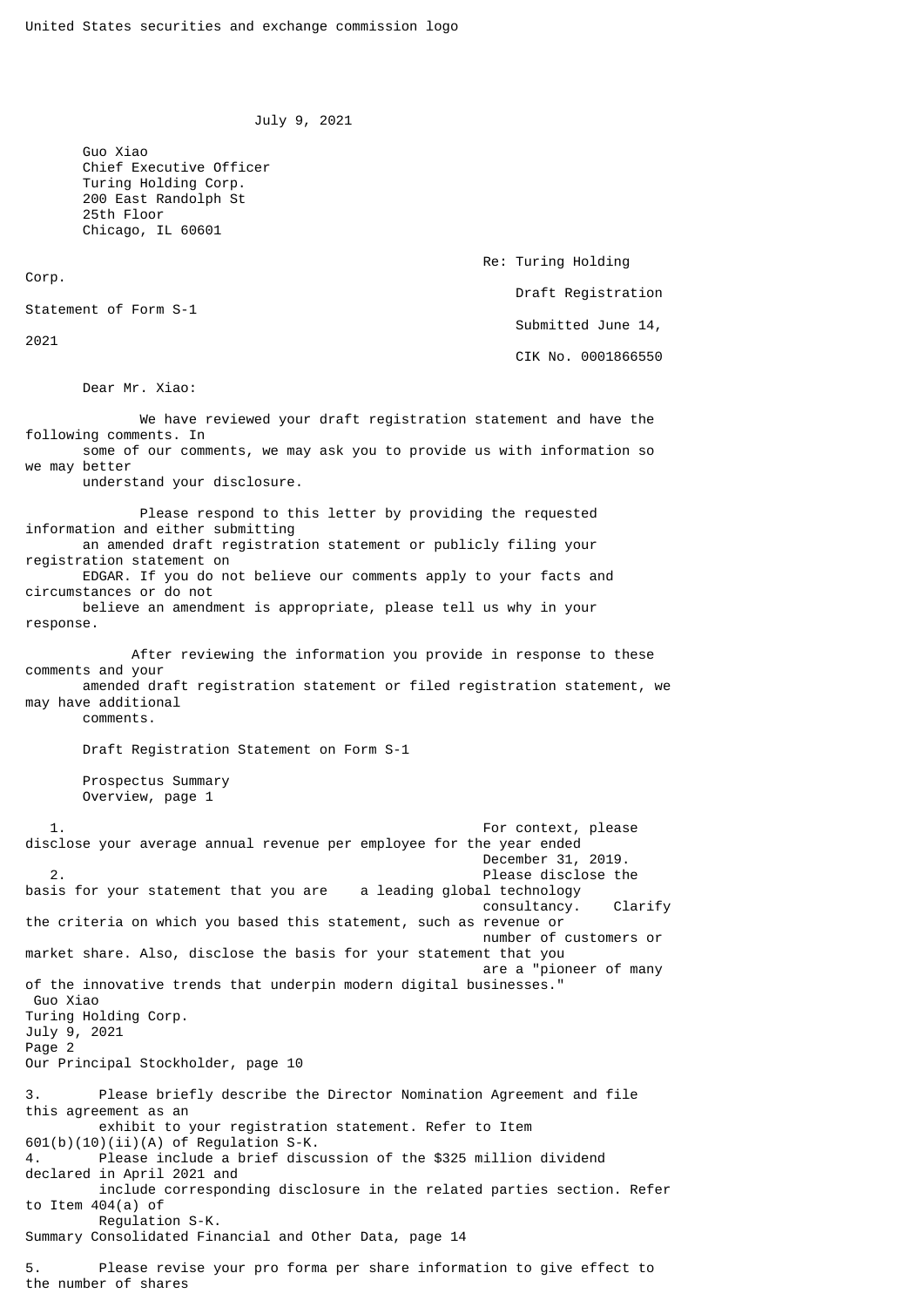United States securities and exchange commission logo

July 9, 2021

Guo Xiao
Chief Executive Officer
Turing Holding Corp.
200 East Randolph St
25th Floor
Chicago, IL 60601

Re: Turing Holding Corp.
Draft Registration Statement of Form S-1
Submitted June 14, 2021
CIK No. 0001866550

Dear Mr. Xiao:

We have reviewed your draft registration statement and have the following comments. In some of our comments, we may ask you to provide us with information so we may better understand your disclosure.

Please respond to this letter by providing the requested information and either submitting an amended draft registration statement or publicly filing your registration statement on EDGAR. If you do not believe our comments apply to your facts and circumstances or do not believe an amendment is appropriate, please tell us why in your response.

After reviewing the information you provide in response to these comments and your amended draft registration statement or filed registration statement, we may have additional comments.

Draft Registration Statement on Form S-1

Prospectus Summary
Overview, page 1

1. For context, please disclose your average annual revenue per employee for the year ended December 31, 2019.
2. Please disclose the basis for your statement that you are a leading global technology consultancy. Clarify the criteria on which you based this statement, such as revenue or number of customers or market share. Also, disclose the basis for your statement that you are a "pioneer of many of the innovative trends that underpin modern digital businesses."

Our Principal Stockholder, page 10

3. Please briefly describe the Director Nomination Agreement and file this agreement as an exhibit to your registration statement. Refer to Item 601(b)(10)(ii)(A) of Regulation S-K.
4. Please include a brief discussion of the $325 million dividend declared in April 2021 and include corresponding disclosure in the related parties section. Refer to Item 404(a) of Regulation S-K.

Summary Consolidated Financial and Other Data, page 14

5. Please revise your pro forma per share information to give effect to the number of shares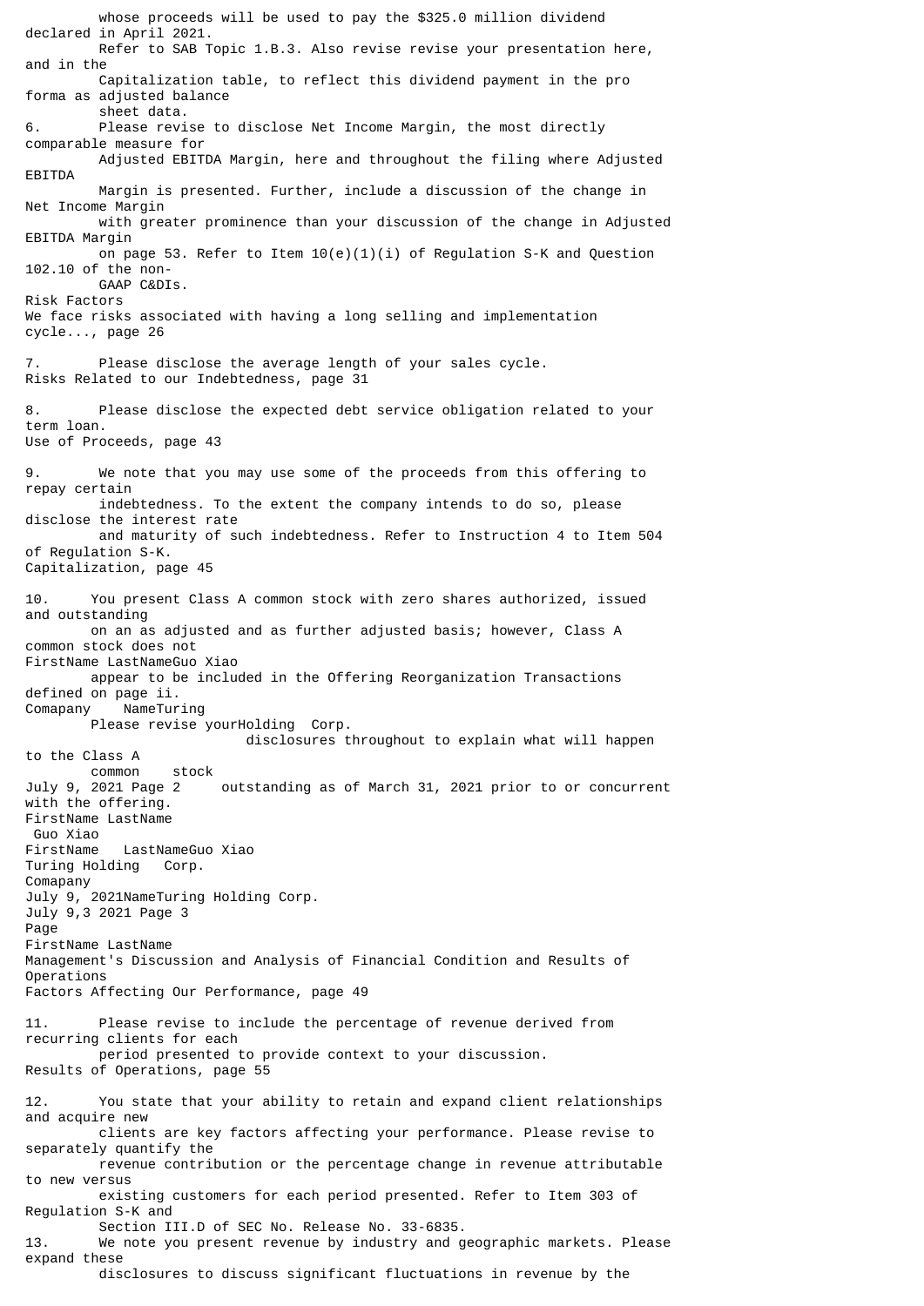whose proceeds will be used to pay the $325.0 million dividend declared in April 2021. Refer to SAB Topic 1.B.3. Also revise revise your presentation here, and in the Capitalization table, to reflect this dividend payment in the pro forma as adjusted balance sheet data.

6. Please revise to disclose Net Income Margin, the most directly comparable measure for Adjusted EBITDA Margin, here and throughout the filing where Adjusted EBITDA Margin is presented. Further, include a discussion of the change in Net Income Margin with greater prominence than your discussion of the change in Adjusted EBITDA Margin on page 53. Refer to Item 10(e)(1)(i) of Regulation S-K and Question 102.10 of the non-GAAP C&DIs.

Risk Factors
We face risks associated with having a long selling and implementation cycle..., page 26

7. Please disclose the average length of your sales cycle.

Risks Related to our Indebtedness, page 31

8. Please disclose the expected debt service obligation related to your term loan.

Use of Proceeds, page 43

9. We note that you may use some of the proceeds from this offering to repay certain indebtedness. To the extent the company intends to do so, please disclose the interest rate and maturity of such indebtedness. Refer to Instruction 4 to Item 504 of Regulation S-K.

Capitalization, page 45

10. You present Class A common stock with zero shares authorized, issued and outstanding on an as adjusted and as further adjusted basis; however, Class A common stock does not appear to be included in the Offering Reorganization Transactions defined on page ii. Please revise your disclosures throughout to explain what will happen to the Class A common stock outstanding as of March 31, 2021 prior to or concurrent with the offering.

Management's Discussion and Analysis of Financial Condition and Results of Operations
Factors Affecting Our Performance, page 49

11. Please revise to include the percentage of revenue derived from recurring clients for each period presented to provide context to your discussion.

Results of Operations, page 55

12. You state that your ability to retain and expand client relationships and acquire new clients are key factors affecting your performance. Please revise to separately quantify the revenue contribution or the percentage change in revenue attributable to new versus existing customers for each period presented. Refer to Item 303 of Regulation S-K and Section III.D of SEC No. Release No. 33-6835.

13. We note you present revenue by industry and geographic markets. Please expand these disclosures to discuss significant fluctuations in revenue by the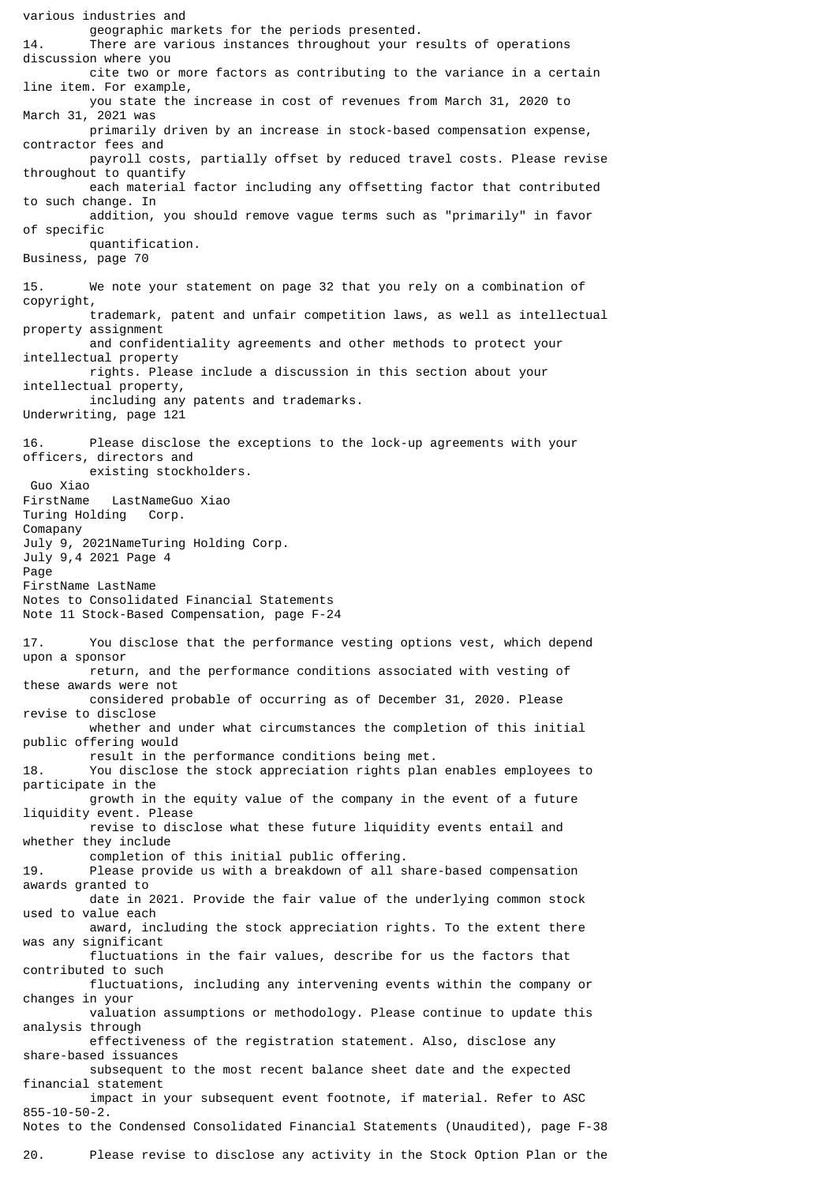various industries and geographic markets for the periods presented.

14. There are various instances throughout your results of operations discussion where you cite two or more factors as contributing to the variance in a certain line item. For example, you state the increase in cost of revenues from March 31, 2020 to March 31, 2021 was primarily driven by an increase in stock-based compensation expense, contractor fees and payroll costs, partially offset by reduced travel costs. Please revise throughout to quantify each material factor including any offsetting factor that contributed to such change. In addition, you should remove vague terms such as "primarily" in favor of specific quantification.

Business, page 70

15. We note your statement on page 32 that you rely on a combination of copyright, trademark, patent and unfair competition laws, as well as intellectual property assignment and confidentiality agreements and other methods to protect your intellectual property rights. Please include a discussion in this section about your intellectual property, including any patents and trademarks.

Underwriting, page 121

16. Please disclose the exceptions to the lock-up agreements with your officers, directors and existing stockholders.

Notes to Consolidated Financial Statements
Note 11 Stock-Based Compensation, page F-24

17. You disclose that the performance vesting options vest, which depend upon a sponsor return, and the performance conditions associated with vesting of these awards were not considered probable of occurring as of December 31, 2020. Please revise to disclose whether and under what circumstances the completion of this initial public offering would result in the performance conditions being met.

18. You disclose the stock appreciation rights plan enables employees to participate in the growth in the equity value of the company in the event of a future liquidity event. Please revise to disclose what these future liquidity events entail and whether they include completion of this initial public offering.

19. Please provide us with a breakdown of all share-based compensation awards granted to date in 2021. Provide the fair value of the underlying common stock used to value each award, including the stock appreciation rights. To the extent there was any significant fluctuations in the fair values, describe for us the factors that contributed to such fluctuations, including any intervening events within the company or changes in your valuation assumptions or methodology. Please continue to update this analysis through effectiveness of the registration statement. Also, disclose any share-based issuances subsequent to the most recent balance sheet date and the expected financial statement impact in your subsequent event footnote, if material. Refer to ASC 855-10-50-2.

Notes to the Condensed Consolidated Financial Statements (Unaudited), page F-38

20. Please revise to disclose any activity in the Stock Option Plan or the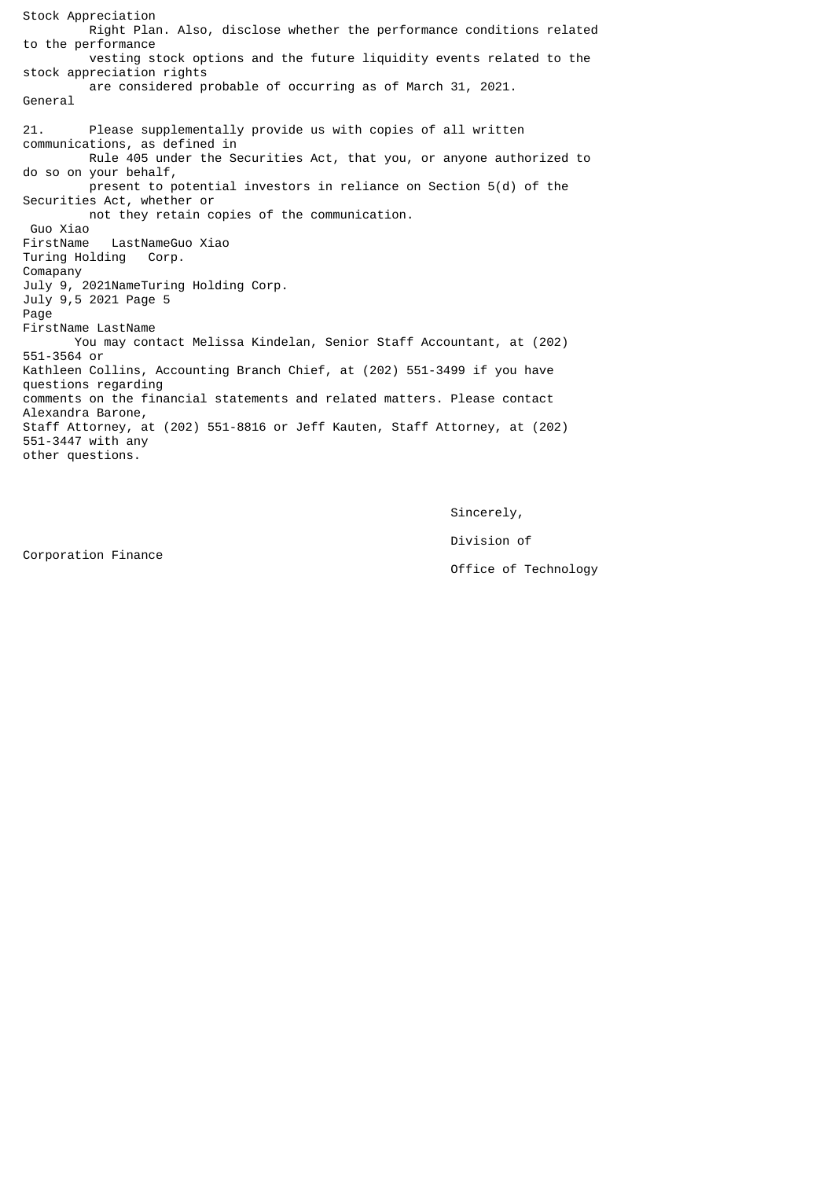Stock Appreciation Right Plan. Also, disclose whether the performance conditions related to the performance vesting stock options and the future liquidity events related to the stock appreciation rights are considered probable of occurring as of March 31, 2021.

General

21. Please supplementally provide us with copies of all written communications, as defined in Rule 405 under the Securities Act, that you, or anyone authorized to do so on your behalf, present to potential investors in reliance on Section 5(d) of the Securities Act, whether or not they retain copies of the communication.

You may contact Melissa Kindelan, Senior Staff Accountant, at (202) 551-3564 or Kathleen Collins, Accounting Branch Chief, at (202) 551-3499 if you have questions regarding comments on the financial statements and related matters. Please contact Alexandra Barone, Staff Attorney, at (202) 551-8816 or Jeff Kauten, Staff Attorney, at (202) 551-3447 with any other questions.

Sincerely,

Division of Corporation Finance

Office of Technology